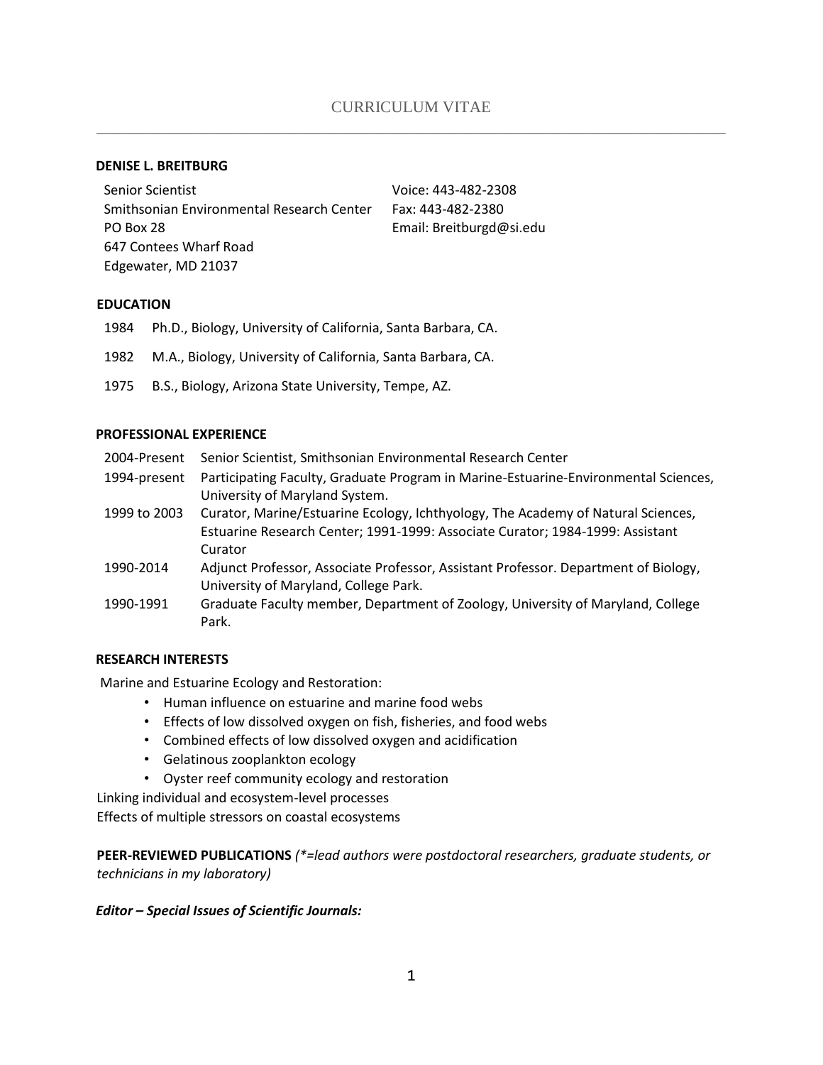# CURRICULUM VITAE

---

**DENISE L. BREITBURG**

Senior Scientist
Smithsonian Environmental Research Center
PO Box 28
647 Contees Wharf Road
Edgewater, MD 21037

Voice: 443-482-2308
Fax: 443-482-2380
Email: Breitburgd@si.edu

## EDUCATION

1984 Ph.D., Biology, University of California, Santa Barbara, CA.

1982 M.A., Biology, University of California, Santa Barbara, CA.

1975 B.S., Biology, Arizona State University, Tempe, AZ.

## PROFESSIONAL EXPERIENCE

| | |
|---|---|
| 2004-Present | Senior Scientist, Smithsonian Environmental Research Center |
| 1994-present | Participating Faculty, Graduate Program in Marine-Estuarine-Environmental Sciences, University of Maryland System. |
| 1999 to 2003 | Curator, Marine/Estuarine Ecology, Ichthyology, The Academy of Natural Sciences, Estuarine Research Center; 1991-1999: Associate Curator; 1984-1999: Assistant Curator |
| 1990-2014 | Adjunct Professor, Associate Professor, Assistant Professor. Department of Biology, University of Maryland, College Park. |
| 1990-1991 | Graduate Faculty member, Department of Zoology, University of Maryland, College Park. |

## RESEARCH INTERESTS

Marine and Estuarine Ecology and Restoration:

- Human influence on estuarine and marine food webs
- Effects of low dissolved oxygen on fish, fisheries, and food webs
- Combined effects of low dissolved oxygen and acidification
- Gelatinous zooplankton ecology
- Oyster reef community ecology and restoration

Linking individual and ecosystem-level processes

Effects of multiple stressors on coastal ecosystems

**PEER-REVIEWED PUBLICATIONS** *(*=lead authors were postdoctoral researchers, graduate students, or technicians in my laboratory)*

***Editor – Special Issues of Scientific Journals:***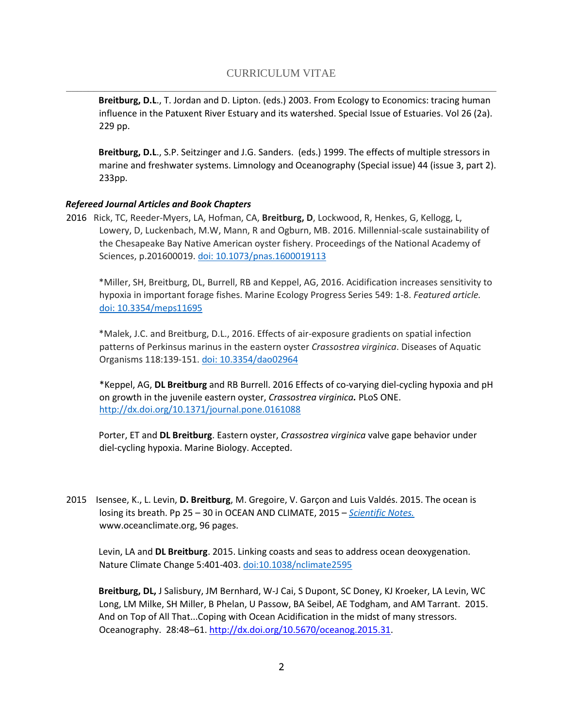**Breitburg, D.L**., T. Jordan and D. Lipton. (eds.) 2003. From Ecology to Economics: tracing human influence in the Patuxent River Estuary and its watershed. Special Issue of Estuaries. Vol 26 (2a). 229 pp.

**Breitburg, D.L**., S.P. Seitzinger and J.G. Sanders. (eds.) 1999. The effects of multiple stressors in marine and freshwater systems. Limnology and Oceanography (Special issue) 44 (issue 3, part 2). 233pp.

***Refereed Journal Articles and Book Chapters***

2016 Rick, TC, Reeder-Myers, LA, Hofman, CA, **Breitburg, D**, Lockwood, R, Henkes, G, Kellogg, L, Lowery, D, Luckenbach, M.W, Mann, R and Ogburn, MB. 2016. Millennial-scale sustainability of the Chesapeake Bay Native American oyster fishery. Proceedings of the National Academy of Sciences, p.201600019. doi: 10.1073/pnas.1600019113

*Miller, SH, Breitburg, DL, Burrell, RB and Keppel, AG, 2016. Acidification increases sensitivity to hypoxia in important forage fishes. Marine Ecology Progress Series 549: 1-8. *Featured article.* doi: 10.3354/meps11695

*Malek, J.C. and Breitburg, D.L., 2016. Effects of air-exposure gradients on spatial infection patterns of Perkinsus marinus in the eastern oyster *Crassostrea virginica*. Diseases of Aquatic Organisms 118:139-151. doi: 10.3354/dao02964

*Keppel, AG, **DL Breitburg** and RB Burrell. 2016 Effects of co-varying diel-cycling hypoxia and pH on growth in the juvenile eastern oyster, ***Crassostrea virginica.*** PLoS ONE. http://dx.doi.org/10.1371/journal.pone.0161088

Porter, ET and **DL Breitburg**. Eastern oyster, *Crassostrea virginica* valve gape behavior under diel-cycling hypoxia. Marine Biology. Accepted.

2015 Isensee, K., L. Levin, **D. Breitburg**, M. Gregoire, V. Garçon and Luis Valdés. 2015. The ocean is losing its breath. Pp 25 – 30 in OCEAN AND CLIMATE, 2015 – *Scientific Notes.* www.oceanclimate.org, 96 pages.

Levin, LA and **DL Breitburg**. 2015. Linking coasts and seas to address ocean deoxygenation. Nature Climate Change 5:401-403. doi:10.1038/nclimate2595

**Breitburg, DL,** J Salisbury, JM Bernhard, W-J Cai, S Dupont, SC Doney, KJ Kroeker, LA Levin, WC Long, LM Milke, SH Miller, B Phelan, U Passow, BA Seibel, AE Todgham, and AM Tarrant. 2015. And on Top of All That...Coping with Ocean Acidification in the midst of many stressors. Oceanography. 28:48–61. http://dx.doi.org/10.5670/oceanog.2015.31.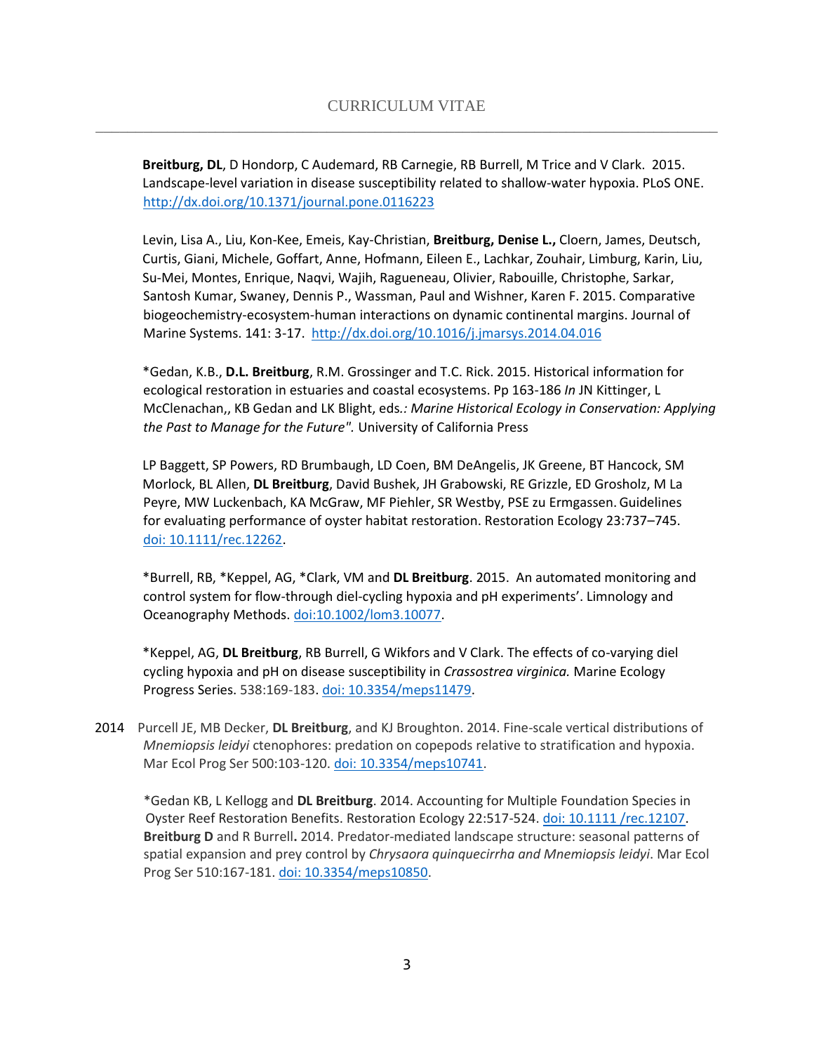**Breitburg, DL**, D Hondorp, C Audemard, RB Carnegie, RB Burrell, M Trice and V Clark. 2015. Landscape-level variation in disease susceptibility related to shallow-water hypoxia. PLoS ONE. http://dx.doi.org/10.1371/journal.pone.0116223

Levin, Lisa A., Liu, Kon-Kee, Emeis, Kay-Christian, **Breitburg, Denise L.,** Cloern, James, Deutsch, Curtis, Giani, Michele, Goffart, Anne, Hofmann, Eileen E., Lachkar, Zouhair, Limburg, Karin, Liu, Su-Mei, Montes, Enrique, Naqvi, Wajih, Ragueneau, Olivier, Rabouille, Christophe, Sarkar, Santosh Kumar, Swaney, Dennis P., Wassman, Paul and Wishner, Karen F. 2015. Comparative biogeochemistry-ecosystem-human interactions on dynamic continental margins. Journal of Marine Systems. 141: 3-17. http://dx.doi.org/10.1016/j.jmarsys.2014.04.016

*Gedan, K.B., **D.L. Breitburg**, R.M. Grossinger and T.C. Rick. 2015. Historical information for ecological restoration in estuaries and coastal ecosystems. Pp 163-186 *In* JN Kittinger, L McClenachan,, KB Gedan and LK Blight, eds*.: Marine Historical Ecology in Conservation: Applying the Past to Manage for the Future".* University of California Press

LP Baggett, SP Powers, RD Brumbaugh, LD Coen, BM DeAngelis, JK Greene, BT Hancock, SM Morlock, BL Allen, **DL Breitburg**, David Bushek, JH Grabowski, RE Grizzle, ED Grosholz, M La Peyre, MW Luckenbach, KA McGraw, MF Piehler, SR Westby, PSE zu Ermgassen. Guidelines for evaluating performance of oyster habitat restoration. Restoration Ecology 23:737–745. doi: 10.1111/rec.12262.

*Burrell, RB, *Keppel, AG, *Clark, VM and **DL Breitburg**. 2015. An automated monitoring and control system for flow-through diel-cycling hypoxia and pH experiments'. Limnology and Oceanography Methods. doi:10.1002/lom3.10077.

*Keppel, AG, **DL Breitburg**, RB Burrell, G Wikfors and V Clark. The effects of co-varying diel cycling hypoxia and pH on disease susceptibility in *Crassostrea virginica.* Marine Ecology Progress Series. 538:169-183. doi: 10.3354/meps11479.

2014 Purcell JE, MB Decker, **DL Breitburg**, and KJ Broughton. 2014. Fine-scale vertical distributions of *Mnemiopsis leidyi* ctenophores: predation on copepods relative to stratification and hypoxia. Mar Ecol Prog Ser 500:103-120. doi: 10.3354/meps10741.

*Gedan KB, L Kellogg and **DL Breitburg**. 2014. Accounting for Multiple Foundation Species in Oyster Reef Restoration Benefits. Restoration Ecology 22:517-524. doi: 10.1111 /rec.12107.

**Breitburg D** and R Burrell**.** 2014. Predator-mediated landscape structure: seasonal patterns of spatial expansion and prey control by *Chrysaora quinquecirrha and Mnemiopsis leidyi*. Mar Ecol Prog Ser 510:167-181. doi: 10.3354/meps10850.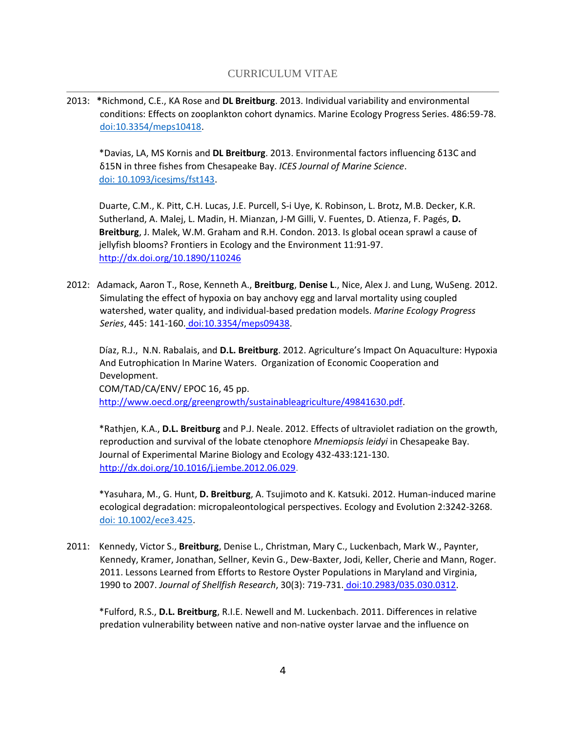2013: **\***Richmond, C.E., KA Rose and **DL Breitburg**. 2013. Individual variability and environmental conditions: Effects on zooplankton cohort dynamics. Marine Ecology Progress Series. 486:59-78. doi:10.3354/meps10418.

*Davias, LA, MS Kornis and **DL Breitburg**. 2013. Environmental factors influencing δ13C and δ15N in three fishes from Chesapeake Bay. *ICES Journal of Marine Science*. doi: 10.1093/icesjms/fst143.

Duarte, C.M., K. Pitt, C.H. Lucas, J.E. Purcell, S-i Uye, K. Robinson, L. Brotz, M.B. Decker, K.R. Sutherland, A. Malej, L. Madin, H. Mianzan, J-M Gilli, V. Fuentes, D. Atienza, F. Pagés, **D. Breitburg**, J. Malek, W.M. Graham and R.H. Condon. 2013. Is global ocean sprawl a cause of jellyfish blooms? Frontiers in Ecology and the Environment 11:91-97. http://dx.doi.org/10.1890/110246

2012: Adamack, Aaron T., Rose, Kenneth A., **Breitburg**, **Denise L**., Nice, Alex J. and Lung, WuSeng. 2012. Simulating the effect of hypoxia on bay anchovy egg and larval mortality using coupled watershed, water quality, and individual-based predation models. *Marine Ecology Progress Series*, 445: 141-160. doi:10.3354/meps09438.

Díaz, R.J., N.N. Rabalais, and **D.L. Breitburg**. 2012. Agriculture's Impact On Aquaculture: Hypoxia And Eutrophication In Marine Waters. Organization of Economic Cooperation and Development.
COM/TAD/CA/ENV/ EPOC 16, 45 pp.
http://www.oecd.org/greengrowth/sustainableagriculture/49841630.pdf.

*Rathjen, K.A., **D.L. Breitburg** and P.J. Neale. 2012. Effects of ultraviolet radiation on the growth, reproduction and survival of the lobate ctenophore *Mnemiopsis leidyi* in Chesapeake Bay. Journal of Experimental Marine Biology and Ecology 432-433:121-130. http://dx.doi.org/10.1016/j.jembe.2012.06.029.

*Yasuhara, M., G. Hunt, **D. Breitburg**, A. Tsujimoto and K. Katsuki. 2012. Human-induced marine ecological degradation: micropaleontological perspectives. Ecology and Evolution 2:3242-3268. doi: 10.1002/ece3.425.

2011: Kennedy, Victor S., **Breitburg**, Denise L., Christman, Mary C., Luckenbach, Mark W., Paynter, Kennedy, Kramer, Jonathan, Sellner, Kevin G., Dew-Baxter, Jodi, Keller, Cherie and Mann, Roger. 2011. Lessons Learned from Efforts to Restore Oyster Populations in Maryland and Virginia, 1990 to 2007. *Journal of Shellfish Research*, 30(3): 719-731. doi:10.2983/035.030.0312.

*Fulford, R.S., **D.L. Breitburg**, R.I.E. Newell and M. Luckenbach. 2011. Differences in relative predation vulnerability between native and non-native oyster larvae and the influence on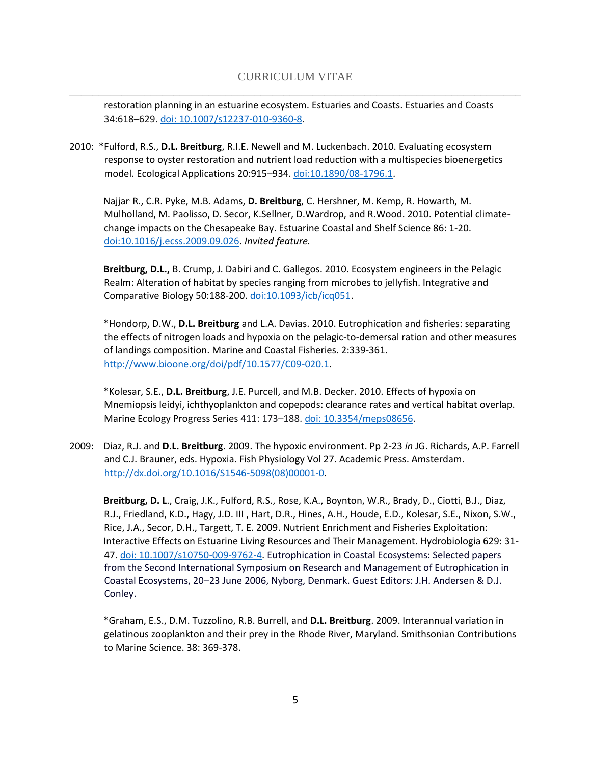restoration planning in an estuarine ecosystem. Estuaries and Coasts. Estuaries and Coasts 34:618–629. [doi: 10.1007/s12237-010-9360-8](doi: 10.1007/s12237-010-9360-8).

2010: *Fulford, R.S., **D.L. Breitburg**, R.I.E. Newell and M. Luckenbach. 2010. Evaluating ecosystem response to oyster restoration and nutrient load reduction with a multispecies bioenergetics model. Ecological Applications 20:915–934. doi:10.1890/08-1796.1.

Najjar, R., C.R. Pyke, M.B. Adams, **D. Breitburg**, C. Hershner, M. Kemp, R. Howarth, M. Mulholland, M. Paolisso, D. Secor, K.Sellner, D.Wardrop, and R.Wood. 2010. Potential climate-change impacts on the Chesapeake Bay. Estuarine Coastal and Shelf Science 86: 1-20. doi:10.1016/j.ecss.2009.09.026. *Invited feature.*

**Breitburg, D.L.,** B. Crump, J. Dabiri and C. Gallegos. 2010. Ecosystem engineers in the Pelagic Realm: Alteration of habitat by species ranging from microbes to jellyfish. Integrative and Comparative Biology 50:188-200. doi:10.1093/icb/icq051.

*Hondorp, D.W., **D.L. Breitburg** and L.A. Davias. 2010. Eutrophication and fisheries: separating the effects of nitrogen loads and hypoxia on the pelagic-to-demersal ration and other measures of landings composition. Marine and Coastal Fisheries. 2:339-361. http://www.bioone.org/doi/pdf/10.1577/C09-020.1.

*Kolesar, S.E., **D.L. Breitburg**, J.E. Purcell, and M.B. Decker. 2010. Effects of hypoxia on Mnemiopsis leidyi, ichthyoplankton and copepods: clearance rates and vertical habitat overlap. Marine Ecology Progress Series 411: 173–188. doi: 10.3354/meps08656.

2009: Diaz, R.J. and **D.L. Breitburg**. 2009. The hypoxic environment. Pp 2-23 *in* JG. Richards, A.P. Farrell and C.J. Brauner, eds. Hypoxia. Fish Physiology Vol 27. Academic Press. Amsterdam. http://dx.doi.org/10.1016/S1546-5098(08)00001-0.

**Breitburg, D. L.**, Craig, J.K., Fulford, R.S., Rose, K.A., Boynton, W.R., Brady, D., Ciotti, B.J., Diaz, R.J., Friedland, K.D., Hagy, J.D. III , Hart, D.R., Hines, A.H., Houde, E.D., Kolesar, S.E., Nixon, S.W., Rice, J.A., Secor, D.H., Targett, T. E. 2009. Nutrient Enrichment and Fisheries Exploitation: Interactive Effects on Estuarine Living Resources and Their Management. Hydrobiologia 629: 31-47. doi: 10.1007/s10750-009-9762-4. Eutrophication in Coastal Ecosystems: Selected papers from the Second International Symposium on Research and Management of Eutrophication in Coastal Ecosystems, 20–23 June 2006, Nyborg, Denmark. Guest Editors: J.H. Andersen & D.J. Conley.

*Graham, E.S., D.M. Tuzzolino, R.B. Burrell, and **D.L. Breitburg**. 2009. Interannual variation in gelatinous zooplankton and their prey in the Rhode River, Maryland. Smithsonian Contributions to Marine Science. 38: 369-378.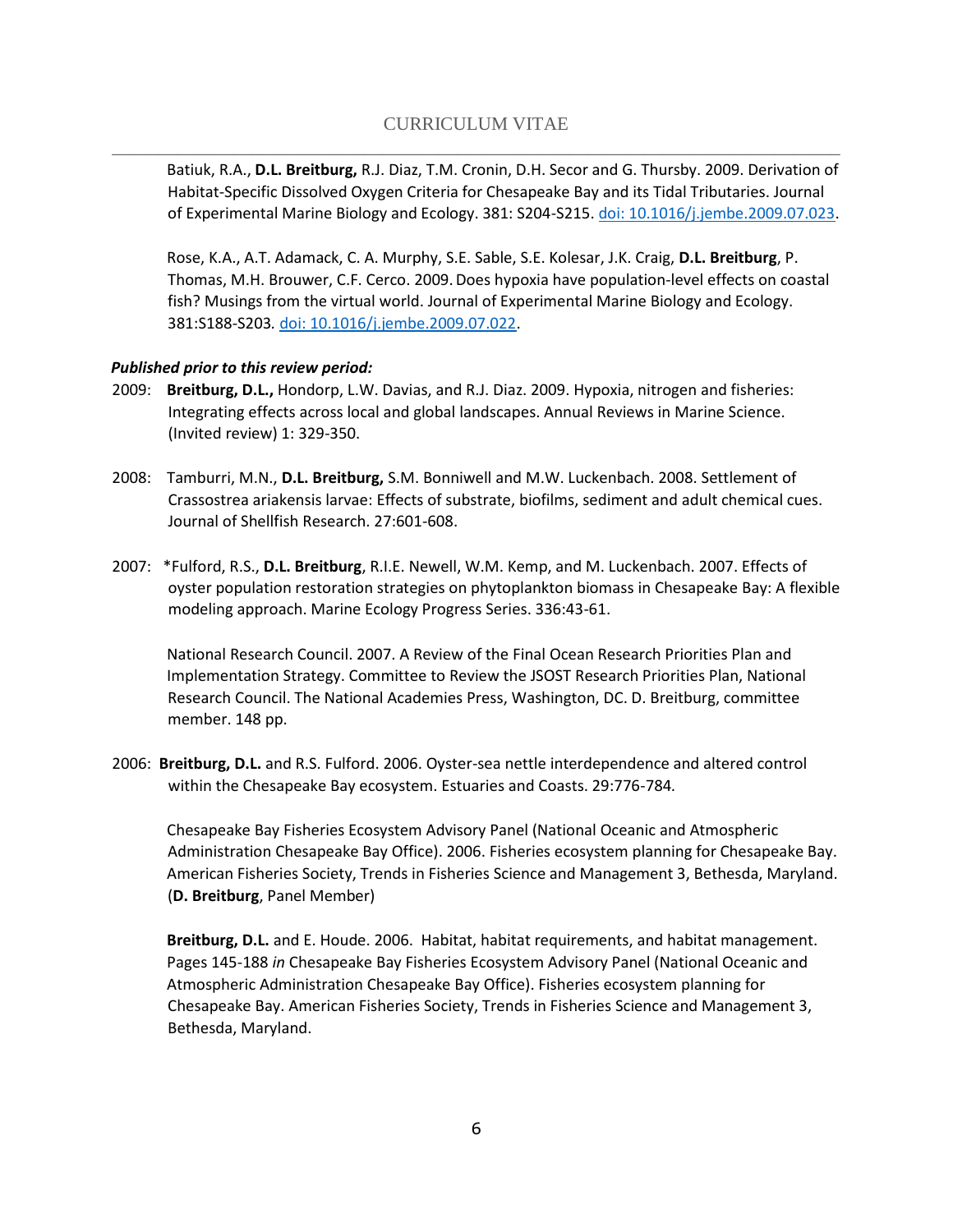Batiuk, R.A., **D.L. Breitburg,** R.J. Diaz, T.M. Cronin, D.H. Secor and G. Thursby. 2009. Derivation of Habitat-Specific Dissolved Oxygen Criteria for Chesapeake Bay and its Tidal Tributaries. Journal of Experimental Marine Biology and Ecology. 381: S204-S215. doi: 10.1016/j.jembe.2009.07.023.

Rose, K.A., A.T. Adamack, C. A. Murphy, S.E. Sable, S.E. Kolesar, J.K. Craig, **D.L. Breitburg**, P. Thomas, M.H. Brouwer, C.F. Cerco. 2009. Does hypoxia have population-level effects on coastal fish? Musings from the virtual world. Journal of Experimental Marine Biology and Ecology. 381:S188-S203. doi: 10.1016/j.jembe.2009.07.022.

***Published prior to this review period:***

2009: **Breitburg, D.L.,** Hondorp, L.W. Davias, and R.J. Diaz. 2009. Hypoxia, nitrogen and fisheries: Integrating effects across local and global landscapes. Annual Reviews in Marine Science. (Invited review) 1: 329-350.

2008: Tamburri, M.N., **D.L. Breitburg,** S.M. Bonniwell and M.W. Luckenbach. 2008. Settlement of Crassostrea ariakensis larvae: Effects of substrate, biofilms, sediment and adult chemical cues. Journal of Shellfish Research. 27:601-608.

2007: *Fulford, R.S., **D.L. Breitburg**, R.I.E. Newell, W.M. Kemp, and M. Luckenbach. 2007. Effects of oyster population restoration strategies on phytoplankton biomass in Chesapeake Bay: A flexible modeling approach. Marine Ecology Progress Series. 336:43-61.

National Research Council. 2007. A Review of the Final Ocean Research Priorities Plan and Implementation Strategy. Committee to Review the JSOST Research Priorities Plan, National Research Council. The National Academies Press, Washington, DC. D. Breitburg, committee member. 148 pp.

2006: **Breitburg, D.L.** and R.S. Fulford. 2006. Oyster-sea nettle interdependence and altered control within the Chesapeake Bay ecosystem. Estuaries and Coasts. 29:776-784.

Chesapeake Bay Fisheries Ecosystem Advisory Panel (National Oceanic and Atmospheric Administration Chesapeake Bay Office). 2006. Fisheries ecosystem planning for Chesapeake Bay. American Fisheries Society, Trends in Fisheries Science and Management 3, Bethesda, Maryland. (**D. Breitburg**, Panel Member)

**Breitburg, D.L.** and E. Houde. 2006. Habitat, habitat requirements, and habitat management. Pages 145-188 *in* Chesapeake Bay Fisheries Ecosystem Advisory Panel (National Oceanic and Atmospheric Administration Chesapeake Bay Office). Fisheries ecosystem planning for Chesapeake Bay. American Fisheries Society, Trends in Fisheries Science and Management 3, Bethesda, Maryland.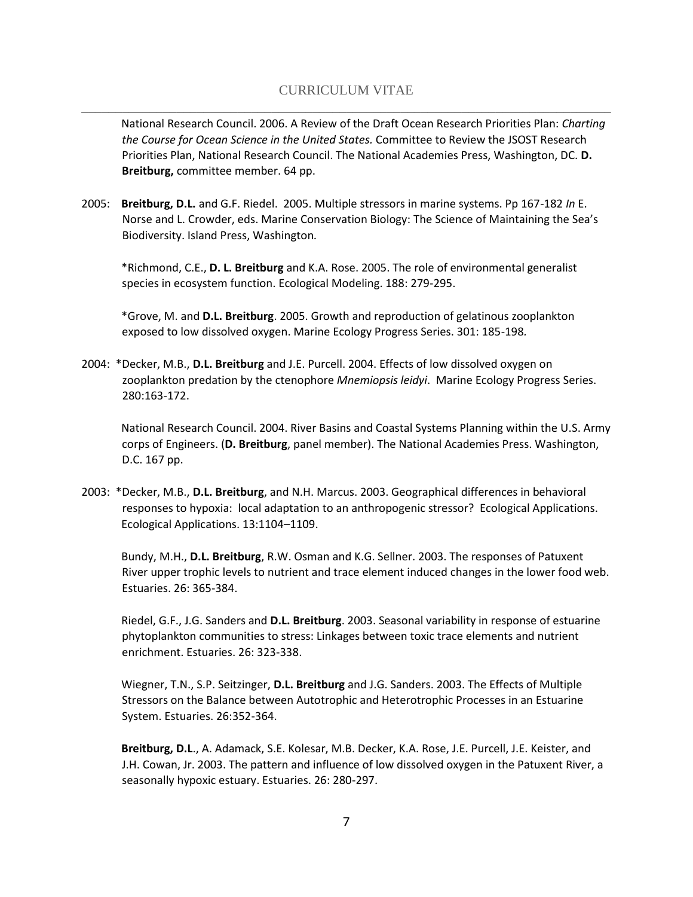National Research Council. 2006. A Review of the Draft Ocean Research Priorities Plan: *Charting the Course for Ocean Science in the United States.* Committee to Review the JSOST Research Priorities Plan, National Research Council. The National Academies Press, Washington, DC. **D. Breitburg,** committee member. 64 pp.

2005: **Breitburg, D.L.** and G.F. Riedel. 2005. Multiple stressors in marine systems. Pp 167-182 *In* E. Norse and L. Crowder, eds. Marine Conservation Biology: The Science of Maintaining the Sea's Biodiversity. Island Press, Washington.

*Richmond, C.E., **D. L. Breitburg** and K.A. Rose. 2005. The role of environmental generalist species in ecosystem function. Ecological Modeling. 188: 279-295.

*Grove, M. and **D.L. Breitburg**. 2005. Growth and reproduction of gelatinous zooplankton exposed to low dissolved oxygen. Marine Ecology Progress Series. 301: 185-198.

2004: *Decker, M.B., **D.L. Breitburg** and J.E. Purcell. 2004. Effects of low dissolved oxygen on zooplankton predation by the ctenophore *Mnemiopsis leidyi*. Marine Ecology Progress Series. 280:163-172.

National Research Council. 2004. River Basins and Coastal Systems Planning within the U.S. Army corps of Engineers. (**D. Breitburg**, panel member). The National Academies Press. Washington, D.C. 167 pp.

2003: *Decker, M.B., **D.L. Breitburg**, and N.H. Marcus. 2003. Geographical differences in behavioral responses to hypoxia: local adaptation to an anthropogenic stressor? Ecological Applications. Ecological Applications. 13:1104–1109.

Bundy, M.H., **D.L. Breitburg**, R.W. Osman and K.G. Sellner. 2003. The responses of Patuxent River upper trophic levels to nutrient and trace element induced changes in the lower food web. Estuaries. 26: 365-384.

Riedel, G.F., J.G. Sanders and **D.L. Breitburg**. 2003. Seasonal variability in response of estuarine phytoplankton communities to stress: Linkages between toxic trace elements and nutrient enrichment. Estuaries. 26: 323-338.

Wiegner, T.N., S.P. Seitzinger, **D.L. Breitburg** and J.G. Sanders. 2003. The Effects of Multiple Stressors on the Balance between Autotrophic and Heterotrophic Processes in an Estuarine System. Estuaries. 26:352-364.

**Breitburg, D.L**., A. Adamack, S.E. Kolesar, M.B. Decker, K.A. Rose, J.E. Purcell, J.E. Keister, and J.H. Cowan, Jr. 2003. The pattern and influence of low dissolved oxygen in the Patuxent River, a seasonally hypoxic estuary. Estuaries. 26: 280-297.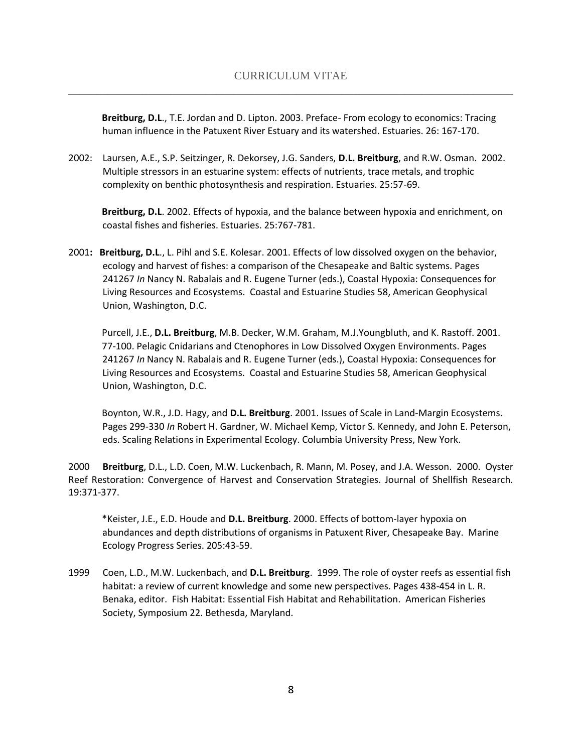**Breitburg, D.L**., T.E. Jordan and D. Lipton. 2003. Preface- From ecology to economics: Tracing human influence in the Patuxent River Estuary and its watershed. Estuaries. 26: 167-170.

2002: Laursen, A.E., S.P. Seitzinger, R. Dekorsey, J.G. Sanders, **D.L. Breitburg**, and R.W. Osman. 2002. Multiple stressors in an estuarine system: effects of nutrients, trace metals, and trophic complexity on benthic photosynthesis and respiration. Estuaries. 25:57-69.

**Breitburg, D.L**. 2002. Effects of hypoxia, and the balance between hypoxia and enrichment, on coastal fishes and fisheries. Estuaries. 25:767-781.

2001**: Breitburg, D.L**., L. Pihl and S.E. Kolesar. 2001. Effects of low dissolved oxygen on the behavior, ecology and harvest of fishes: a comparison of the Chesapeake and Baltic systems. Pages 241267 *In* Nancy N. Rabalais and R. Eugene Turner (eds.), Coastal Hypoxia: Consequences for Living Resources and Ecosystems. Coastal and Estuarine Studies 58, American Geophysical Union, Washington, D.C.

Purcell, J.E., **D.L. Breitburg**, M.B. Decker, W.M. Graham, M.J.Youngbluth, and K. Rastoff. 2001. 77-100. Pelagic Cnidarians and Ctenophores in Low Dissolved Oxygen Environments. Pages 241267 *In* Nancy N. Rabalais and R. Eugene Turner (eds.), Coastal Hypoxia: Consequences for Living Resources and Ecosystems. Coastal and Estuarine Studies 58, American Geophysical Union, Washington, D.C.

Boynton, W.R., J.D. Hagy, and **D.L. Breitburg**. 2001. Issues of Scale in Land-Margin Ecosystems. Pages 299-330 *In* Robert H. Gardner, W. Michael Kemp, Victor S. Kennedy, and John E. Peterson, eds. Scaling Relations in Experimental Ecology. Columbia University Press, New York.

2000 **Breitburg**, D.L., L.D. Coen, M.W. Luckenbach, R. Mann, M. Posey, and J.A. Wesson. 2000. Oyster Reef Restoration: Convergence of Harvest and Conservation Strategies. Journal of Shellfish Research. 19:371-377.

*Keister, J.E., E.D. Houde and **D.L. Breitburg**. 2000. Effects of bottom-layer hypoxia on abundances and depth distributions of organisms in Patuxent River, Chesapeake Bay. Marine Ecology Progress Series. 205:43-59.

1999 Coen, L.D., M.W. Luckenbach, and **D.L. Breitburg**. 1999. The role of oyster reefs as essential fish habitat: a review of current knowledge and some new perspectives. Pages 438-454 in L. R. Benaka, editor. Fish Habitat: Essential Fish Habitat and Rehabilitation. American Fisheries Society, Symposium 22. Bethesda, Maryland.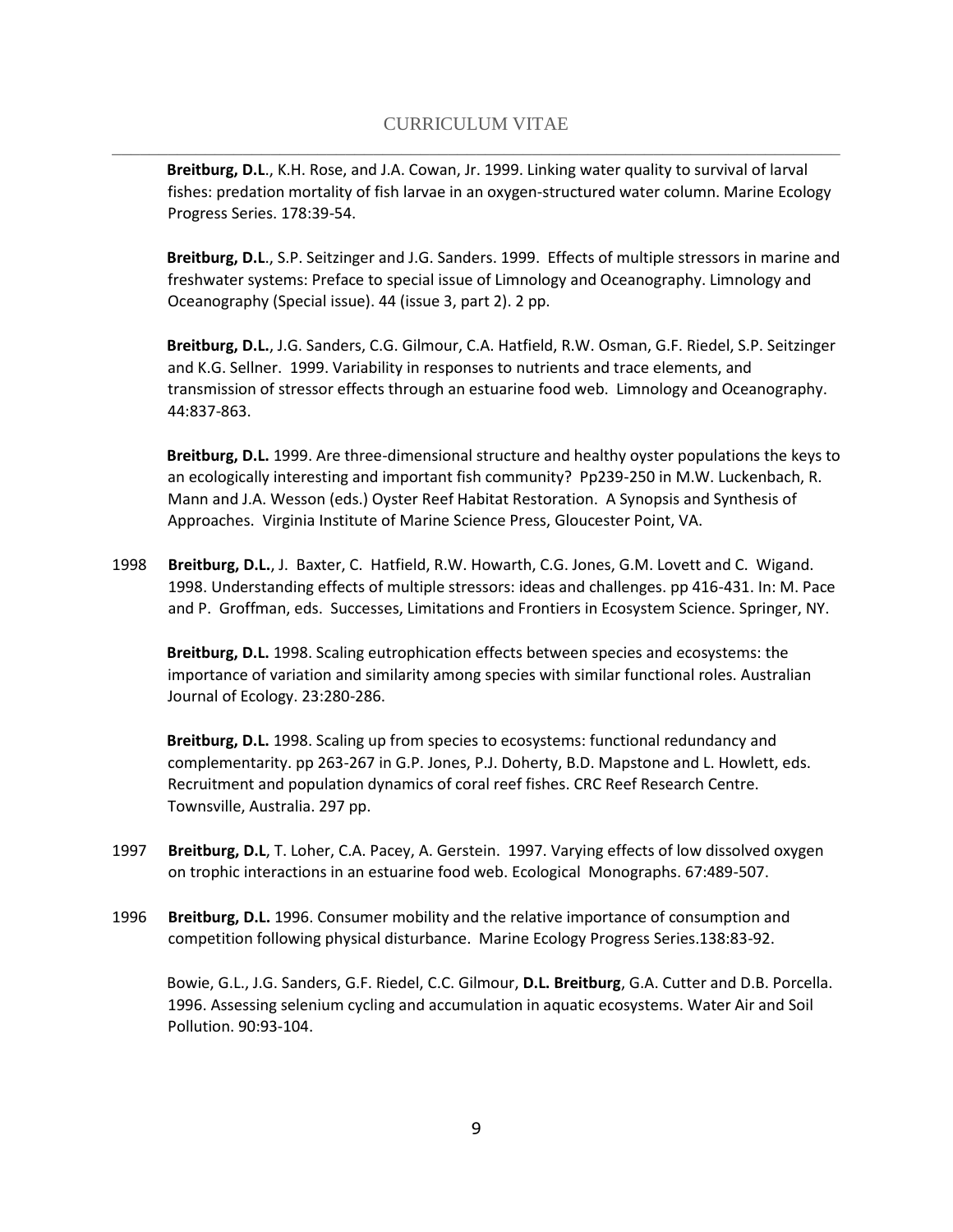**Breitburg, D.L**., K.H. Rose, and J.A. Cowan, Jr. 1999. Linking water quality to survival of larval fishes: predation mortality of fish larvae in an oxygen-structured water column. Marine Ecology Progress Series. 178:39-54.

**Breitburg, D.L**., S.P. Seitzinger and J.G. Sanders. 1999. Effects of multiple stressors in marine and freshwater systems: Preface to special issue of Limnology and Oceanography. Limnology and Oceanography (Special issue). 44 (issue 3, part 2). 2 pp.

**Breitburg, D.L.**, J.G. Sanders, C.G. Gilmour, C.A. Hatfield, R.W. Osman, G.F. Riedel, S.P. Seitzinger and K.G. Sellner. 1999. Variability in responses to nutrients and trace elements, and transmission of stressor effects through an estuarine food web. Limnology and Oceanography. 44:837-863.

**Breitburg, D.L.** 1999. Are three-dimensional structure and healthy oyster populations the keys to an ecologically interesting and important fish community? Pp239-250 in M.W. Luckenbach, R. Mann and J.A. Wesson (eds.) Oyster Reef Habitat Restoration. A Synopsis and Synthesis of Approaches. Virginia Institute of Marine Science Press, Gloucester Point, VA.

1998 **Breitburg, D.L.**, J. Baxter, C. Hatfield, R.W. Howarth, C.G. Jones, G.M. Lovett and C. Wigand. 1998. Understanding effects of multiple stressors: ideas and challenges. pp 416-431. In: M. Pace and P. Groffman, eds. Successes, Limitations and Frontiers in Ecosystem Science. Springer, NY.

**Breitburg, D.L.** 1998. Scaling eutrophication effects between species and ecosystems: the importance of variation and similarity among species with similar functional roles. Australian Journal of Ecology. 23:280-286.

**Breitburg, D.L.** 1998. Scaling up from species to ecosystems: functional redundancy and complementarity. pp 263-267 in G.P. Jones, P.J. Doherty, B.D. Mapstone and L. Howlett, eds. Recruitment and population dynamics of coral reef fishes. CRC Reef Research Centre. Townsville, Australia. 297 pp.

1997 **Breitburg, D.L**, T. Loher, C.A. Pacey, A. Gerstein. 1997. Varying effects of low dissolved oxygen on trophic interactions in an estuarine food web. Ecological Monographs. 67:489-507.

1996 **Breitburg, D.L.** 1996. Consumer mobility and the relative importance of consumption and competition following physical disturbance. Marine Ecology Progress Series.138:83-92.

Bowie, G.L., J.G. Sanders, G.F. Riedel, C.C. Gilmour, **D.L. Breitburg**, G.A. Cutter and D.B. Porcella. 1996. Assessing selenium cycling and accumulation in aquatic ecosystems. Water Air and Soil Pollution. 90:93-104.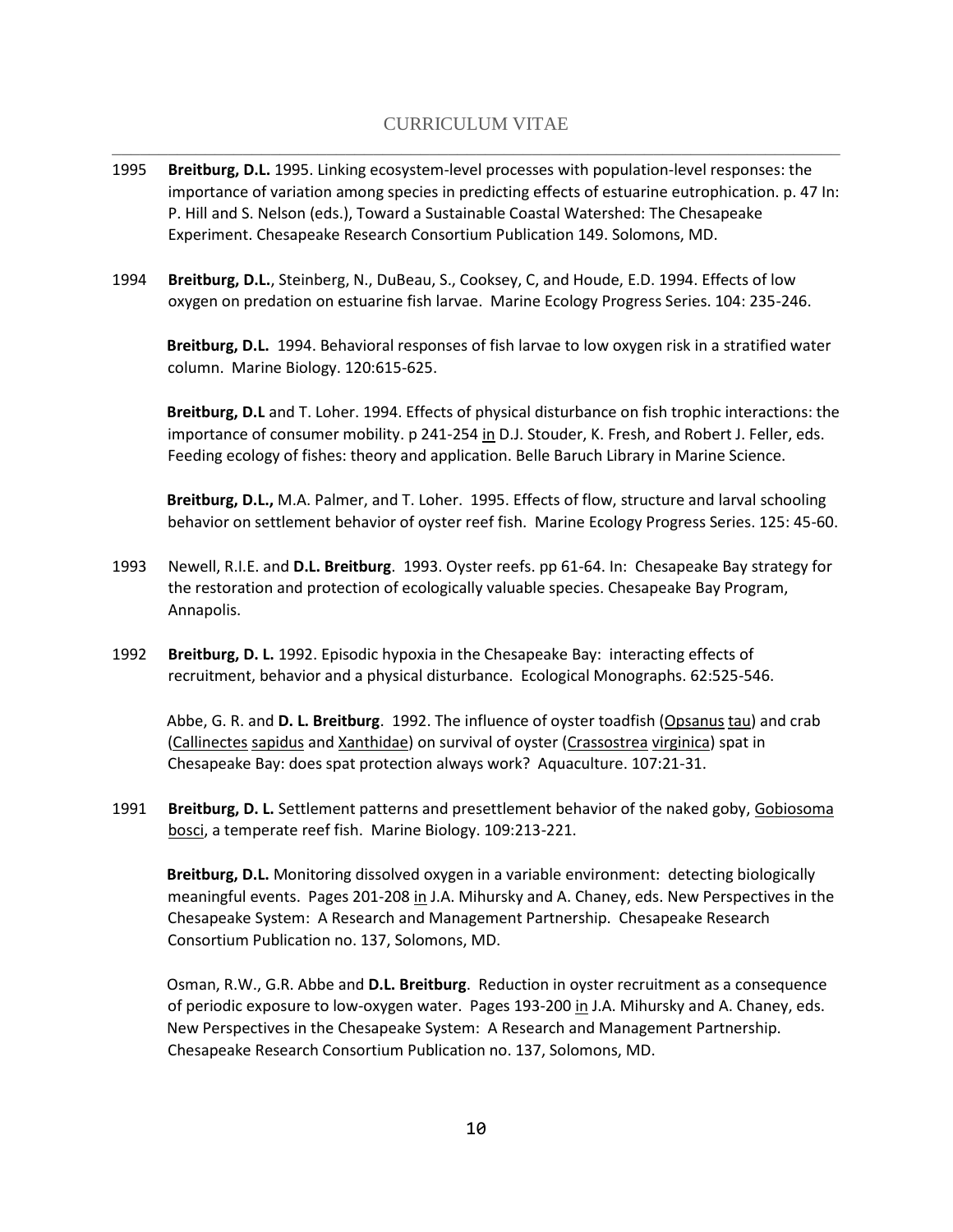1995 **Breitburg, D.L.** 1995. Linking ecosystem-level processes with population-level responses: the importance of variation among species in predicting effects of estuarine eutrophication. p. 47 In: P. Hill and S. Nelson (eds.), Toward a Sustainable Coastal Watershed: The Chesapeake Experiment. Chesapeake Research Consortium Publication 149. Solomons, MD.

1994 **Breitburg, D.L.**, Steinberg, N., DuBeau, S., Cooksey, C, and Houde, E.D. 1994. Effects of low oxygen on predation on estuarine fish larvae. Marine Ecology Progress Series. 104: 235-246.

**Breitburg, D.L.** 1994. Behavioral responses of fish larvae to low oxygen risk in a stratified water column. Marine Biology. 120:615-625.

**Breitburg, D.L** and T. Loher. 1994. Effects of physical disturbance on fish trophic interactions: the importance of consumer mobility. p 241-254 in D.J. Stouder, K. Fresh, and Robert J. Feller, eds. Feeding ecology of fishes: theory and application. Belle Baruch Library in Marine Science.

**Breitburg, D.L.,** M.A. Palmer, and T. Loher. 1995. Effects of flow, structure and larval schooling behavior on settlement behavior of oyster reef fish. Marine Ecology Progress Series. 125: 45-60.

1993 Newell, R.I.E. and **D.L. Breitburg**. 1993. Oyster reefs. pp 61-64. In: Chesapeake Bay strategy for the restoration and protection of ecologically valuable species. Chesapeake Bay Program, Annapolis.

1992 **Breitburg, D. L.** 1992. Episodic hypoxia in the Chesapeake Bay: interacting effects of recruitment, behavior and a physical disturbance. Ecological Monographs. 62:525-546.

Abbe, G. R. and **D. L. Breitburg**. 1992. The influence of oyster toadfish (Opsanus tau) and crab (Callinectes sapidus and Xanthidae) on survival of oyster (Crassostrea virginica) spat in Chesapeake Bay: does spat protection always work? Aquaculture. 107:21-31.

1991 **Breitburg, D. L.** Settlement patterns and presettlement behavior of the naked goby, Gobiosoma bosci, a temperate reef fish. Marine Biology. 109:213-221.

**Breitburg, D.L.** Monitoring dissolved oxygen in a variable environment: detecting biologically meaningful events. Pages 201-208 in J.A. Mihursky and A. Chaney, eds. New Perspectives in the Chesapeake System: A Research and Management Partnership. Chesapeake Research Consortium Publication no. 137, Solomons, MD.

Osman, R.W., G.R. Abbe and **D.L. Breitburg**. Reduction in oyster recruitment as a consequence of periodic exposure to low-oxygen water. Pages 193-200 in J.A. Mihursky and A. Chaney, eds. New Perspectives in the Chesapeake System: A Research and Management Partnership. Chesapeake Research Consortium Publication no. 137, Solomons, MD.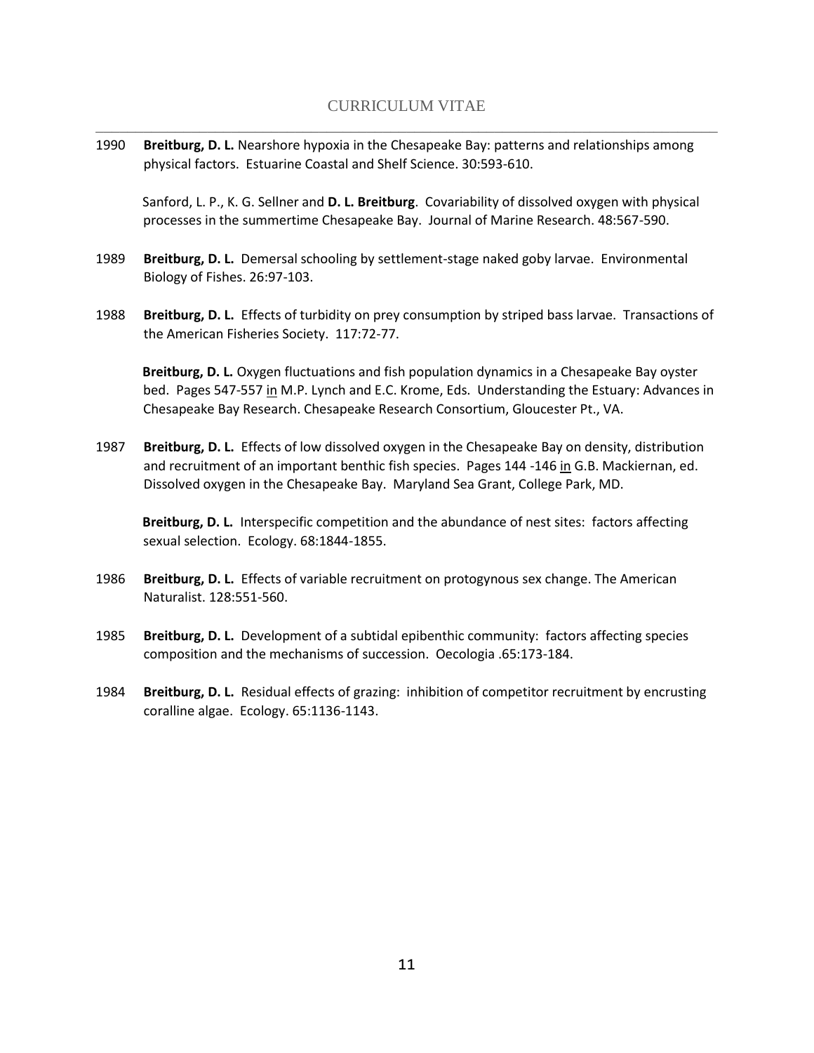1990 **Breitburg, D. L.** Nearshore hypoxia in the Chesapeake Bay: patterns and relationships among physical factors. Estuarine Coastal and Shelf Science. 30:593-610.

Sanford, L. P., K. G. Sellner and **D. L. Breitburg**. Covariability of dissolved oxygen with physical processes in the summertime Chesapeake Bay. Journal of Marine Research. 48:567-590.

1989 **Breitburg, D. L.** Demersal schooling by settlement-stage naked goby larvae. Environmental Biology of Fishes. 26:97-103.

1988 **Breitburg, D. L.** Effects of turbidity on prey consumption by striped bass larvae. Transactions of the American Fisheries Society. 117:72-77.

**Breitburg, D. L.** Oxygen fluctuations and fish population dynamics in a Chesapeake Bay oyster bed. Pages 547-557 in M.P. Lynch and E.C. Krome, Eds. Understanding the Estuary: Advances in Chesapeake Bay Research. Chesapeake Research Consortium, Gloucester Pt., VA.

1987 **Breitburg, D. L.** Effects of low dissolved oxygen in the Chesapeake Bay on density, distribution and recruitment of an important benthic fish species. Pages 144 -146 in G.B. Mackiernan, ed. Dissolved oxygen in the Chesapeake Bay. Maryland Sea Grant, College Park, MD.

**Breitburg, D. L.** Interspecific competition and the abundance of nest sites: factors affecting sexual selection. Ecology. 68:1844-1855.

1986 **Breitburg, D. L.** Effects of variable recruitment on protogynous sex change. The American Naturalist. 128:551-560.

1985 **Breitburg, D. L.** Development of a subtidal epibenthic community: factors affecting species composition and the mechanisms of succession. Oecologia .65:173-184.

1984 **Breitburg, D. L.** Residual effects of grazing: inhibition of competitor recruitment by encrusting coralline algae. Ecology. 65:1136-1143.